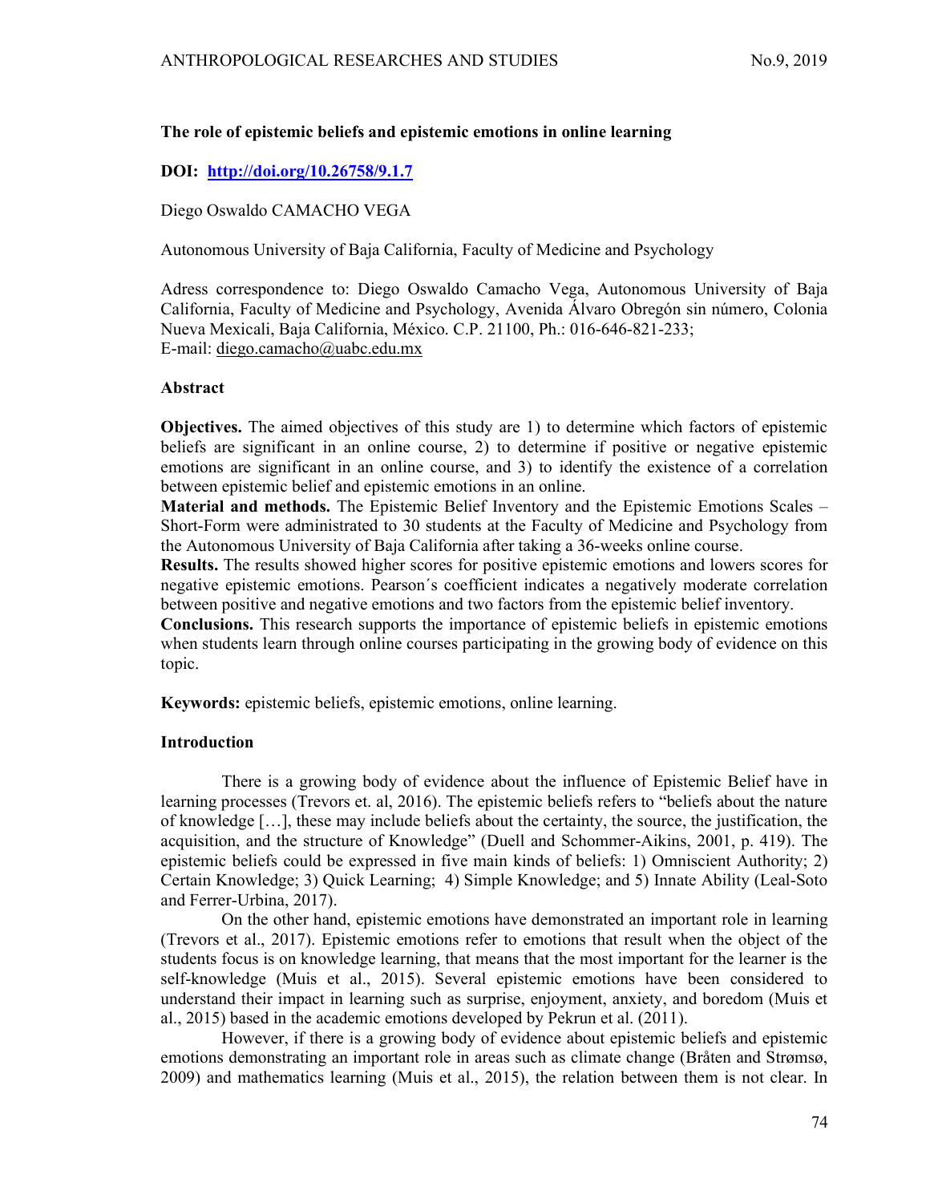# The role of epistemic beliefs and epistemic emotions in online learning

**DOI: [http://doi.org/10.26758/9.1.7](http://doi.org/10.26758/9.1.7)**

Diego Oswaldo CAMACHO VEGA

Autonomous University of Baja California, Faculty of Medicine and Psychology

Adress correspondence to: Diego Oswaldo Camacho Vega, Autonomous University of Baja California, Faculty of Medicine and Psychology, Avenida Álvaro Obregón sin número, Colonia Nueva Mexicali, Baja California, México. C.P. 21100, Ph.: 016-646-821-233;
E-mail: diego.camacho@uabc.edu.mx

## Abstract

**Objectives.** The aimed objectives of this study are 1) to determine which factors of epistemic beliefs are significant in an online course, 2) to determine if positive or negative epistemic emotions are significant in an online course, and 3) to identify the existence of a correlation between epistemic belief and epistemic emotions in an online.

**Material and methods.** The Epistemic Belief Inventory and the Epistemic Emotions Scales – Short-Form were administrated to 30 students at the Faculty of Medicine and Psychology from the Autonomous University of Baja California after taking a 36-weeks online course.

**Results.** The results showed higher scores for positive epistemic emotions and lowers scores for negative epistemic emotions. Pearson´s coefficient indicates a negatively moderate correlation between positive and negative emotions and two factors from the epistemic belief inventory.

**Conclusions.** This research supports the importance of epistemic beliefs in epistemic emotions when students learn through online courses participating in the growing body of evidence on this topic.

**Keywords:** epistemic beliefs, epistemic emotions, online learning.

## Introduction

There is a growing body of evidence about the influence of Epistemic Belief have in learning processes (Trevors et. al, 2016). The epistemic beliefs refers to "beliefs about the nature of knowledge […], these may include beliefs about the certainty, the source, the justification, the acquisition, and the structure of Knowledge" (Duell and Schommer-Aikins, 2001, p. 419). The epistemic beliefs could be expressed in five main kinds of beliefs: 1) Omniscient Authority; 2) Certain Knowledge; 3) Quick Learning; 4) Simple Knowledge; and 5) Innate Ability (Leal-Soto and Ferrer-Urbina, 2017).

On the other hand, epistemic emotions have demonstrated an important role in learning (Trevors et al., 2017). Epistemic emotions refer to emotions that result when the object of the students focus is on knowledge learning, that means that the most important for the learner is the self-knowledge (Muis et al., 2015). Several epistemic emotions have been considered to understand their impact in learning such as surprise, enjoyment, anxiety, and boredom (Muis et al., 2015) based in the academic emotions developed by Pekrun et al. (2011).

However, if there is a growing body of evidence about epistemic beliefs and epistemic emotions demonstrating an important role in areas such as climate change (Bråten and Strømsø, 2009) and mathematics learning (Muis et al., 2015), the relation between them is not clear. In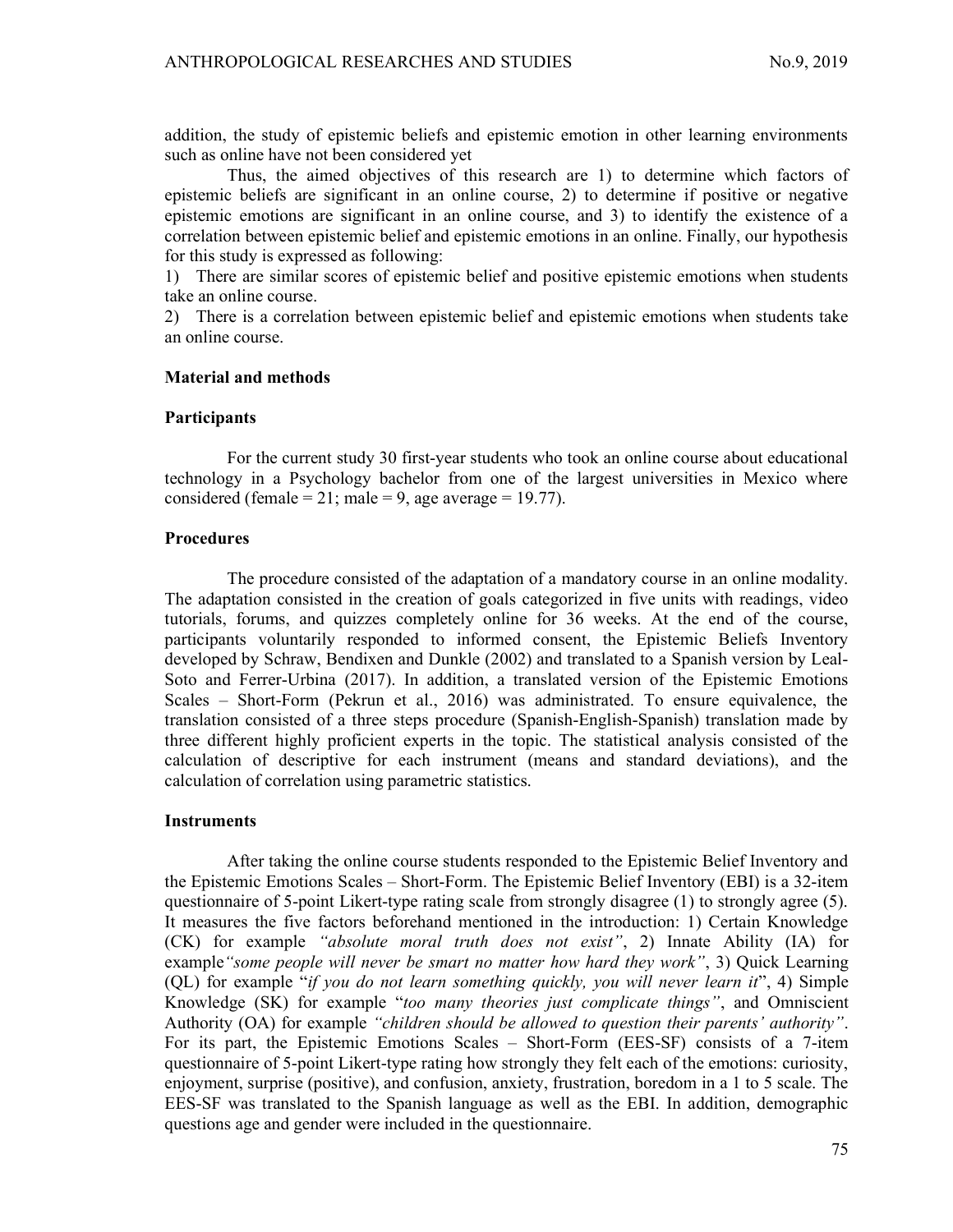addition, the study of epistemic beliefs and epistemic emotion in other learning environments such as online have not been considered yet

Thus, the aimed objectives of this research are 1) to determine which factors of epistemic beliefs are significant in an online course, 2) to determine if positive or negative epistemic emotions are significant in an online course, and 3) to identify the existence of a correlation between epistemic belief and epistemic emotions in an online. Finally, our hypothesis for this study is expressed as following:

1) There are similar scores of epistemic belief and positive epistemic emotions when students take an online course.
2) There is a correlation between epistemic belief and epistemic emotions when students take an online course.

**Material and methods**

**Participants**

For the current study 30 first-year students who took an online course about educational technology in a Psychology bachelor from one of the largest universities in Mexico where considered (female = 21; male = 9, age average = 19.77).

**Procedures**

The procedure consisted of the adaptation of a mandatory course in an online modality. The adaptation consisted in the creation of goals categorized in five units with readings, video tutorials, forums, and quizzes completely online for 36 weeks. At the end of the course, participants voluntarily responded to informed consent, the Epistemic Beliefs Inventory developed by Schraw, Bendixen and Dunkle (2002) and translated to a Spanish version by Leal-Soto and Ferrer-Urbina (2017). In addition, a translated version of the Epistemic Emotions Scales – Short-Form (Pekrun et al., 2016) was administrated. To ensure equivalence, the translation consisted of a three steps procedure (Spanish-English-Spanish) translation made by three different highly proficient experts in the topic. The statistical analysis consisted of the calculation of descriptive for each instrument (means and standard deviations), and the calculation of correlation using parametric statistics.

**Instruments**

After taking the online course students responded to the Epistemic Belief Inventory and the Epistemic Emotions Scales – Short-Form. The Epistemic Belief Inventory (EBI) is a 32-item questionnaire of 5-point Likert-type rating scale from strongly disagree (1) to strongly agree (5). It measures the five factors beforehand mentioned in the introduction: 1) Certain Knowledge (CK) for example *"absolute moral truth does not exist"*, 2) Innate Ability (IA) for example *"some people will never be smart no matter how hard they work"*, 3) Quick Learning (QL) for example "*if you do not learn something quickly, you will never learn it*", 4) Simple Knowledge (SK) for example "*too many theories just complicate things"*, and Omniscient Authority (OA) for example *"children should be allowed to question their parents' authority"*. For its part, the Epistemic Emotions Scales – Short-Form (EES-SF) consists of a 7-item questionnaire of 5-point Likert-type rating how strongly they felt each of the emotions: curiosity, enjoyment, surprise (positive), and confusion, anxiety, frustration, boredom in a 1 to 5 scale. The EES-SF was translated to the Spanish language as well as the EBI. In addition, demographic questions age and gender were included in the questionnaire.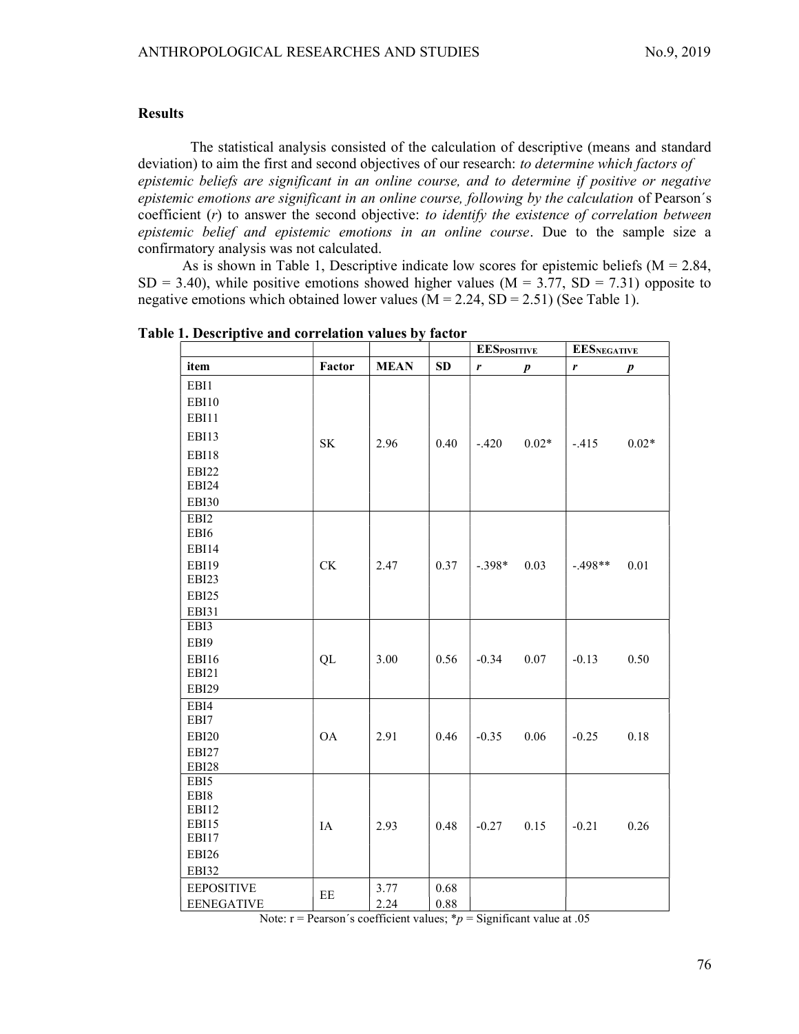## Results

The statistical analysis consisted of the calculation of descriptive (means and standard deviation) to aim the first and second objectives of our research: *to determine which factors of epistemic beliefs are significant in an online course, and to determine if positive or negative epistemic emotions are significant in an online course, following by the calculation* of Pearson´s coefficient (*r*) to answer the second objective: *to identify the existence of correlation between epistemic belief and epistemic emotions in an online course*. Due to the sample size a confirmatory analysis was not calculated.

As is shown in Table 1, Descriptive indicate low scores for epistemic beliefs (M = 2.84, SD = 3.40), while positive emotions showed higher values (M = 3.77, SD = 7.31) opposite to negative emotions which obtained lower values (M = 2.24, SD = 2.51) (See Table 1).

**Table 1. Descriptive and correlation values by factor**

| | | | | $EES_{POSITIVE}$ | | $EES_{NEGATIVE}$ | |
|---|---|---|---|---|---|---|---|
| **item** | **Factor** | **MEAN** | **SD** | ***r*** | ***p*** | ***r*** | ***p*** |
| EBI1 EBI10 EBI11 EBI13 EBI18 EBI22 EBI24 EBI30 | SK | 2.96 | 0.40 | -.420 | 0.02* | -.415 | 0.02* |
| EBI2 EBI6 EBI14 EBI19 EBI23 EBI25 EBI31 | CK | 2.47 | 0.37 | -.398* | 0.03 | -.498** | 0.01 |
| EBI3 EBI9 EBI16 EBI21 EBI29 | QL | 3.00 | 0.56 | -0.34 | 0.07 | -0.13 | 0.50 |
| EBI4 EBI7 EBI20 EBI27 EBI28 | OA | 2.91 | 0.46 | -0.35 | 0.06 | -0.25 | 0.18 |
| EBI5 EBI8 EBI12 EBI15 EBI17 EBI26 EBI32 | IA | 2.93 | 0.48 | -0.27 | 0.15 | -0.21 | 0.26 |
| EEPOSITIVE EENEGATIVE | EE | 3.77 2.24 | 0.68 0.88 | | | | |

Note: r = Pearson´s coefficient values; *$p$ = Significant value at .05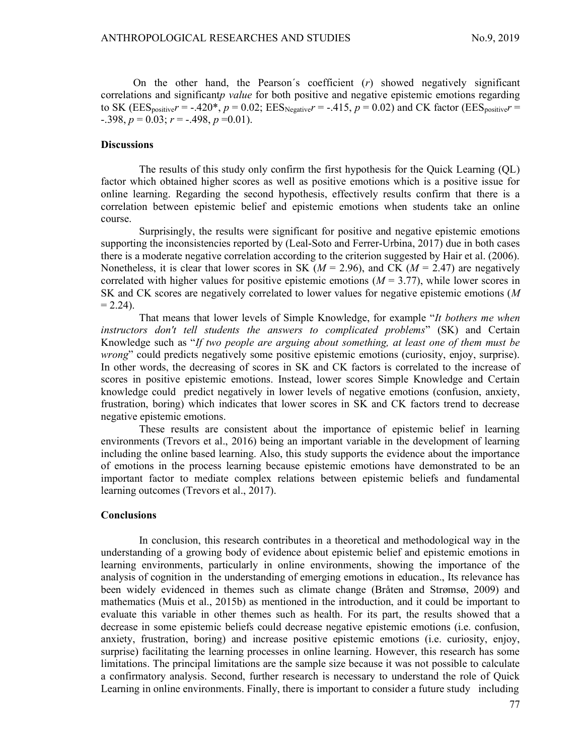On the other hand, the Pearson´s coefficient ($r$) showed negatively significant correlations and significant *p value* for both positive and negative epistemic emotions regarding to SK ($EES_{positive}$ $r$ = -.420*, $p$ = 0.02; $EES_{Negative}$ $r$ = -.415, $p$ = 0.02) and CK factor ($EES_{positive}$ $r$ = -.398, $p$ = 0.03; $r$ = -.498, $p$ =0.01).

## Discussions

The results of this study only confirm the first hypothesis for the Quick Learning (QL) factor which obtained higher scores as well as positive emotions which is a positive issue for online learning. Regarding the second hypothesis, effectively results confirm that there is a correlation between epistemic belief and epistemic emotions when students take an online course.

Surprisingly, the results were significant for positive and negative epistemic emotions supporting the inconsistencies reported by (Leal-Soto and Ferrer-Urbina, 2017) due in both cases there is a moderate negative correlation according to the criterion suggested by Hair et al. (2006). Nonetheless, it is clear that lower scores in SK ($M$ = 2.96), and CK ($M$ = 2.47) are negatively correlated with higher values for positive epistemic emotions ($M$ = 3.77), while lower scores in SK and CK scores are negatively correlated to lower values for negative epistemic emotions ($M$ = 2.24).

That means that lower levels of Simple Knowledge, for example "*It bothers me when instructors don't tell students the answers to complicated problems*" (SK) and Certain Knowledge such as "*If two people are arguing about something, at least one of them must be wrong*" could predicts negatively some positive epistemic emotions (curiosity, enjoy, surprise). In other words, the decreasing of scores in SK and CK factors is correlated to the increase of scores in positive epistemic emotions. Instead, lower scores Simple Knowledge and Certain knowledge could predict negatively in lower levels of negative emotions (confusion, anxiety, frustration, boring) which indicates that lower scores in SK and CK factors trend to decrease negative epistemic emotions.

These results are consistent about the importance of epistemic belief in learning environments (Trevors et al., 2016) being an important variable in the development of learning including the online based learning. Also, this study supports the evidence about the importance of emotions in the process learning because epistemic emotions have demonstrated to be an important factor to mediate complex relations between epistemic beliefs and fundamental learning outcomes (Trevors et al., 2017).

## Conclusions

In conclusion, this research contributes in a theoretical and methodological way in the understanding of a growing body of evidence about epistemic belief and epistemic emotions in learning environments, particularly in online environments, showing the importance of the analysis of cognition in the understanding of emerging emotions in education., Its relevance has been widely evidenced in themes such as climate change (Bråten and Strømsø, 2009) and mathematics (Muis et al., 2015b) as mentioned in the introduction, and it could be important to evaluate this variable in other themes such as health. For its part, the results showed that a decrease in some epistemic beliefs could decrease negative epistemic emotions (i.e. confusion, anxiety, frustration, boring) and increase positive epistemic emotions (i.e. curiosity, enjoy, surprise) facilitating the learning processes in online learning. However, this research has some limitations. The principal limitations are the sample size because it was not possible to calculate a confirmatory analysis. Second, further research is necessary to understand the role of Quick Learning in online environments. Finally, there is important to consider a future study including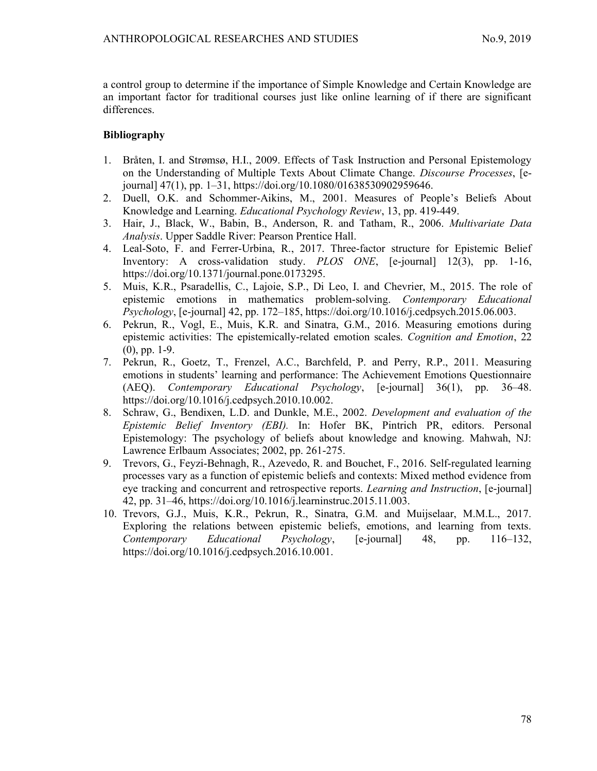a control group to determine if the importance of Simple Knowledge and Certain Knowledge are an important factor for traditional courses just like online learning of if there are significant differences.

## Bibliography

1. Bråten, I. and Strømsø, H.I., 2009. Effects of Task Instruction and Personal Epistemology on the Understanding of Multiple Texts About Climate Change. *Discourse Processes*, [e-journal] 47(1), pp. 1–31, https://doi.org/10.1080/01638530902959646.
2. Duell, O.K. and Schommer-Aikins, M., 2001. Measures of People's Beliefs About Knowledge and Learning. *Educational Psychology Review*, 13, pp. 419-449.
3. Hair, J., Black, W., Babin, B., Anderson, R. and Tatham, R., 2006. *Multivariate Data Analysis*. Upper Saddle River: Pearson Prentice Hall.
4. Leal-Soto, F. and Ferrer-Urbina, R., 2017. Three-factor structure for Epistemic Belief Inventory: A cross-validation study. *PLOS ONE*, [e-journal] 12(3), pp. 1-16, https://doi.org/10.1371/journal.pone.0173295.
5. Muis, K.R., Psaradellis, C., Lajoie, S.P., Di Leo, I. and Chevrier, M., 2015. The role of epistemic emotions in mathematics problem-solving. *Contemporary Educational Psychology*, [e-journal] 42, pp. 172–185, https://doi.org/10.1016/j.cedpsych.2015.06.003.
6. Pekrun, R., Vogl, E., Muis, K.R. and Sinatra, G.M., 2016. Measuring emotions during epistemic activities: The epistemically-related emotion scales. *Cognition and Emotion*, 22 (0), pp. 1-9.
7. Pekrun, R., Goetz, T., Frenzel, A.C., Barchfeld, P. and Perry, R.P., 2011. Measuring emotions in students' learning and performance: The Achievement Emotions Questionnaire (AEQ). *Contemporary Educational Psychology*, [e-journal] 36(1), pp. 36–48. https://doi.org/10.1016/j.cedpsych.2010.10.002.
8. Schraw, G., Bendixen, L.D. and Dunkle, M.E., 2002. *Development and evaluation of the Epistemic Belief Inventory (EBI).* In: Hofer BK, Pintrich PR, editors. Personal Epistemology: The psychology of beliefs about knowledge and knowing. Mahwah, NJ: Lawrence Erlbaum Associates; 2002, pp. 261-275.
9. Trevors, G., Feyzi-Behnagh, R., Azevedo, R. and Bouchet, F., 2016. Self-regulated learning processes vary as a function of epistemic beliefs and contexts: Mixed method evidence from eye tracking and concurrent and retrospective reports. *Learning and Instruction*, [e-journal] 42, pp. 31–46, https://doi.org/10.1016/j.learninstruc.2015.11.003.
10. Trevors, G.J., Muis, K.R., Pekrun, R., Sinatra, G.M. and Muijselaar, M.M.L., 2017. Exploring the relations between epistemic beliefs, emotions, and learning from texts. *Contemporary Educational Psychology*, [e-journal] 48, pp. 116–132, https://doi.org/10.1016/j.cedpsych.2016.10.001.